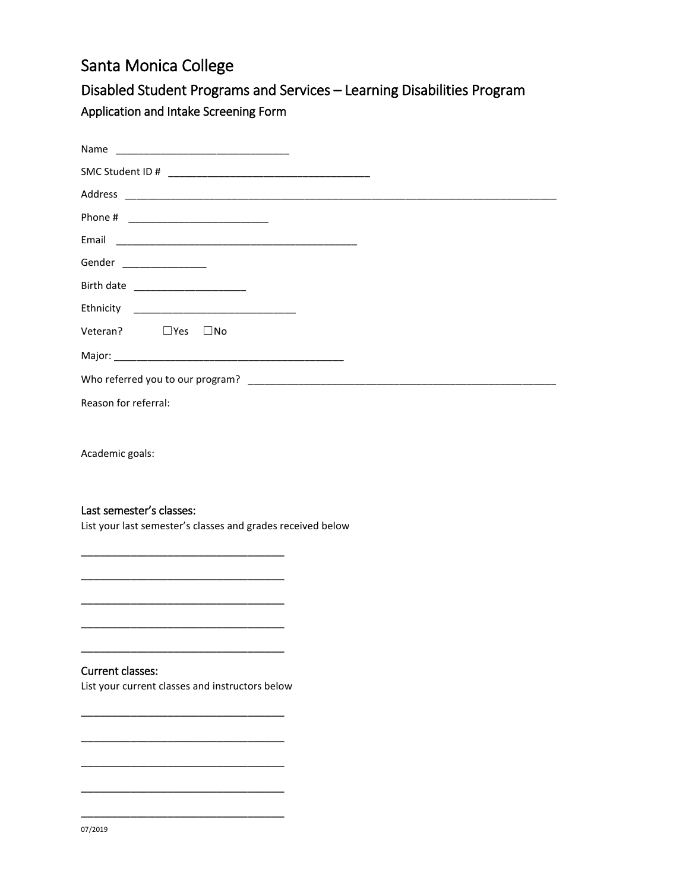# Santa Monica College

## Disabled Student Programs and Services – Learning Disabilities Program

### Application and Intake Screening Form

Name _______________________________

SMC Student ID # ____________________________________

Address ______________________________________________________________________________

Phone # _________________________

Email ___________________________________________

Gender _______________

Birth date ____________________

Ethnicity _____________________________

Veteran? ☐Yes ☐No

Major: _________________________________________

Who referred you to our program? _______________________________________________________

Reason for referral:

Academic goals:

### Last semester's classes:

List your last semester's classes and grades received below

____________________________________

____________________________________

____________________________________

____________________________________

____________________________________

### Current classes:

List your current classes and instructors below

____________________________________

____________________________________

____________________________________

____________________________________

____________________________________

07/2019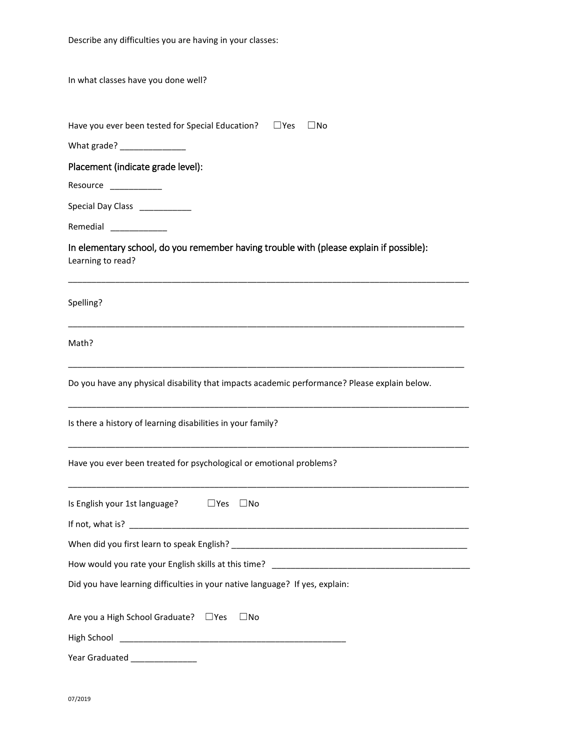Describe any difficulties you are having in your classes:

In what classes have you done well?

Have you ever been tested for Special Education? ☐Yes ☐No

What grade? ______________

## Placement (indicate grade level):

Resource ___________

Special Day Class ___________

Remedial ____________

## In elementary school, do you remember having trouble with (please explain if possible):

Learning to read?

___________________________________________________________________________________________

Spelling?

___________________________________________________________________________________________

Math?

___________________________________________________________________________________________

Do you have any physical disability that impacts academic performance? Please explain below.

___________________________________________________________________________________________

Is there a history of learning disabilities in your family?

___________________________________________________________________________________________

Have you ever been treated for psychological or emotional problems?

___________________________________________________________________________________________

Is English your 1st language? ☐Yes ☐No

If not, what is? ___________________________________________________________________________

When did you first learn to speak English? ____________________________________________________

How would you rate your English skills at this time? ___________________________________________

Did you have learning difficulties in your native language? If yes, explain:

Are you a High School Graduate? ☐Yes ☐No

High School __________________________________________________

Year Graduated ______________

07/2019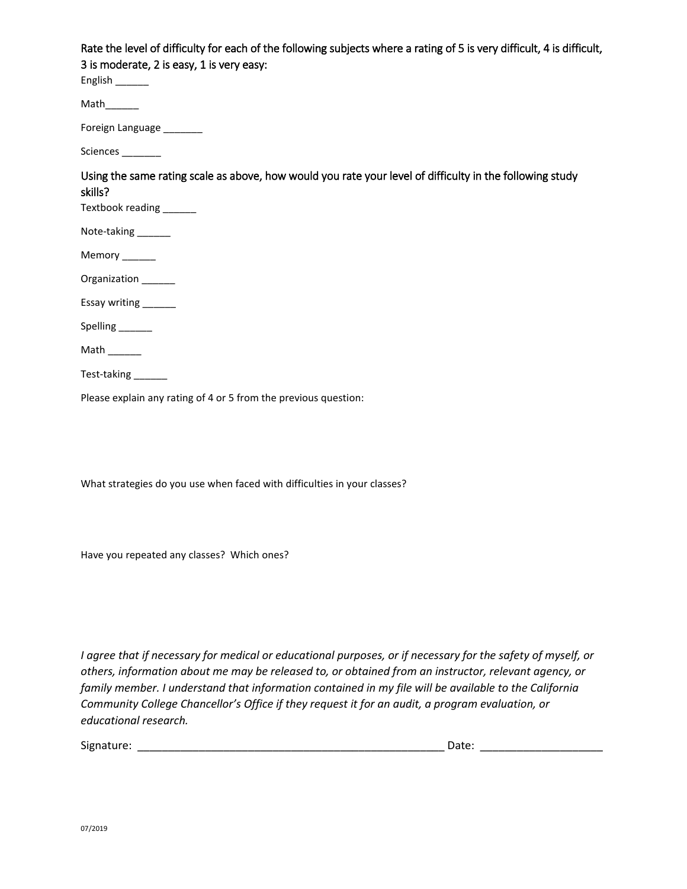Rate the level of difficulty for each of the following subjects where a rating of 5 is very difficult, 4 is difficult, 3 is moderate, 2 is easy, 1 is very easy:

English ______

Math______

Foreign Language _______

Sciences _______

Using the same rating scale as above, how would you rate your level of difficulty in the following study skills?

Textbook reading ______

Note-taking ______

Memory ______

Organization ______

Essay writing ______

Spelling ______

Math ______

Test-taking ______

Please explain any rating of 4 or 5 from the previous question:

What strategies do you use when faced with difficulties in your classes?

Have you repeated any classes? Which ones?

*I agree that if necessary for medical or educational purposes, or if necessary for the safety of myself, or others, information about me may be released to, or obtained from an instructor, relevant agency, or family member. I understand that information contained in my file will be available to the California Community College Chancellor's Office if they request it for an audit, a program evaluation, or educational research.*

Signature: ____________________________________________________ Date: ____________________

07/2019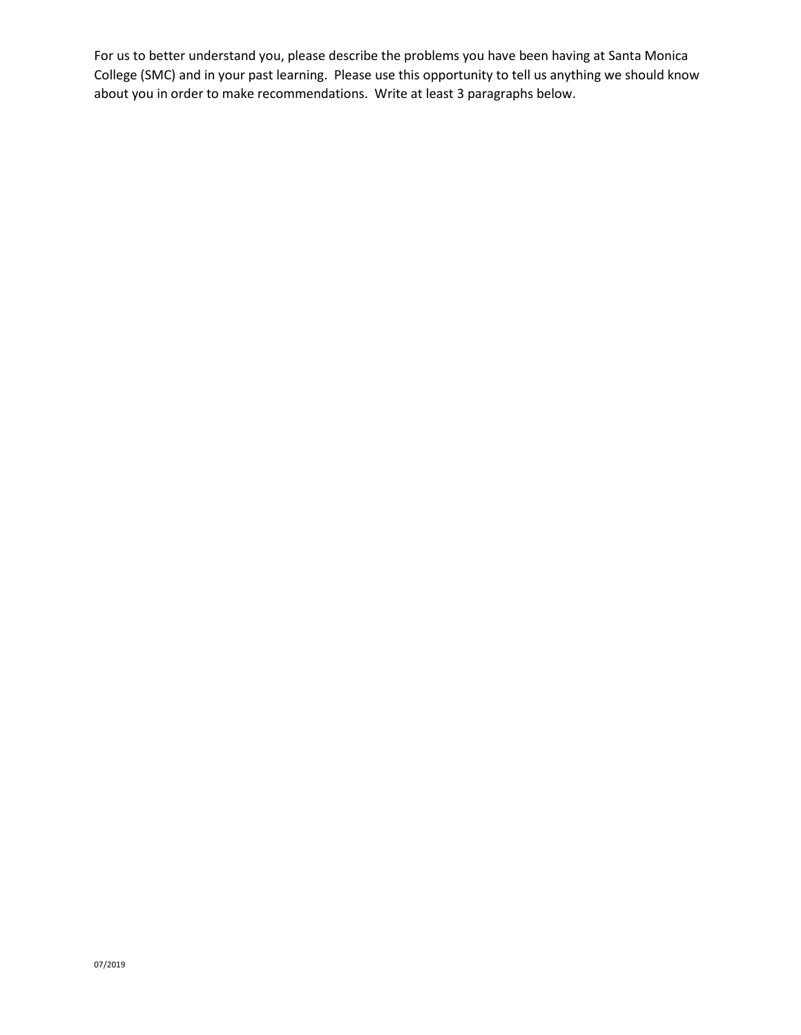For us to better understand you, please describe the problems you have been having at Santa Monica College (SMC) and in your past learning. Please use this opportunity to tell us anything we should know about you in order to make recommendations. Write at least 3 paragraphs below.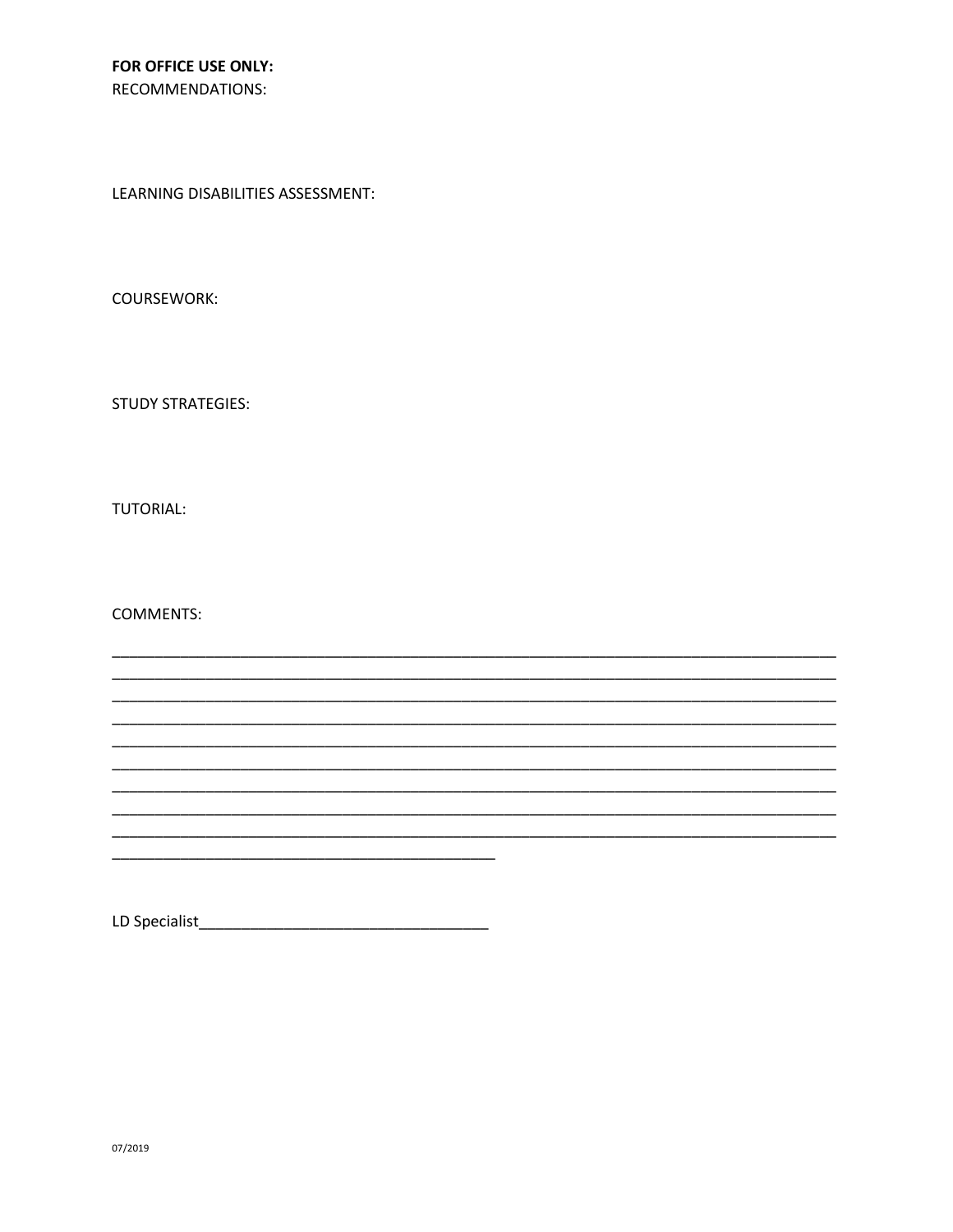**FOR OFFICE USE ONLY:**

RECOMMENDATIONS:

LEARNING DISABILITIES ASSESSMENT:

COURSEWORK:

STUDY STRATEGIES:

TUTORIAL:

COMMENTS:

________________________________________________________________________________________
________________________________________________________________________________________
________________________________________________________________________________________
________________________________________________________________________________________
________________________________________________________________________________________
________________________________________________________________________________________
________________________________________________________________________________________
________________________________________________________________________________________
________________________________________________________________________________________
_____________________________________________

LD Specialist__________________________________

07/2019